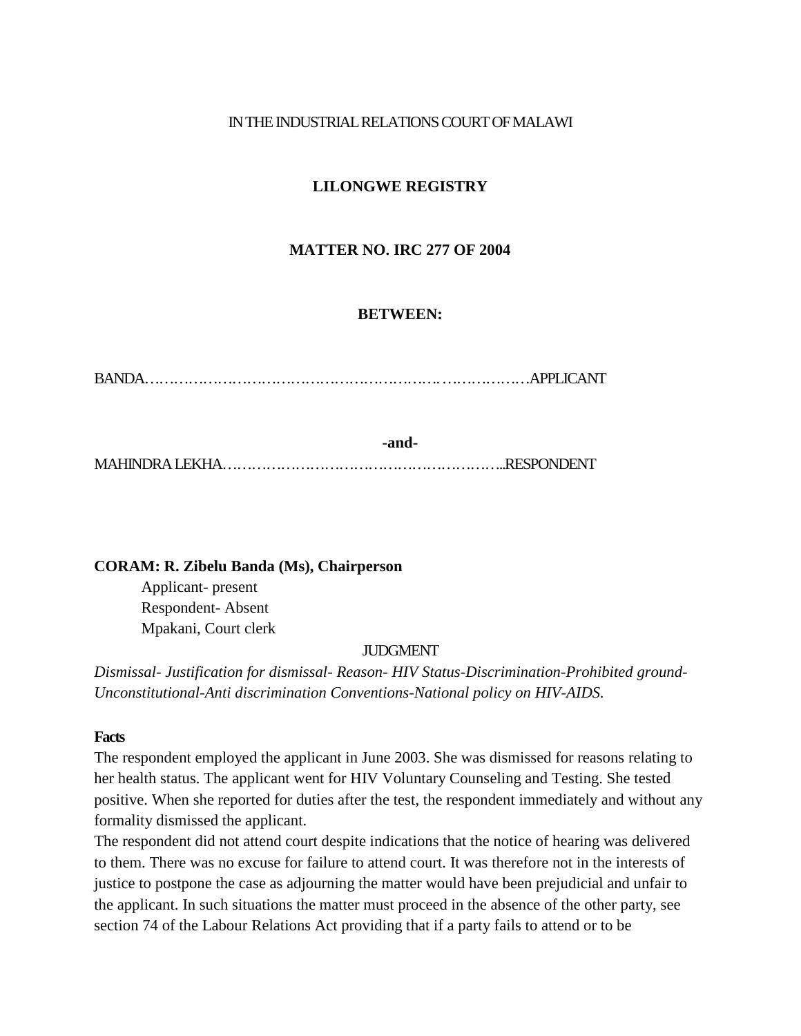IN THE INDUSTRIAL RELATIONS COURT OF MALAWI

**LILONGWE REGISTRY**

**MATTER NO. IRC 277 OF 2004**

**BETWEEN:**

BANDA………………………………………………………………………….APPLICANT

**-and-**

MAHINDRA LEKHA…………………………………………………...RESPONDENT

**CORAM: R. Zibelu Banda (Ms), Chairperson**

Applicant- present
Respondent- Absent
Mpakani, Court clerk

JUDGMENT

*Dismissal- Justification for dismissal- Reason- HIV Status-Discrimination-Prohibited ground-Unconstitutional-Anti discrimination Conventions-National policy on HIV-AIDS.*

**Facts**

The respondent employed the applicant in June 2003. She was dismissed for reasons relating to her health status. The applicant went for HIV Voluntary Counseling and Testing. She tested positive. When she reported for duties after the test, the respondent immediately and without any formality dismissed the applicant.

The respondent did not attend court despite indications that the notice of hearing was delivered to them. There was no excuse for failure to attend court. It was therefore not in the interests of justice to postpone the case as adjourning the matter would have been prejudicial and unfair to the applicant. In such situations the matter must proceed in the absence of the other party, see section 74 of the Labour Relations Act providing that if a party fails to attend or to be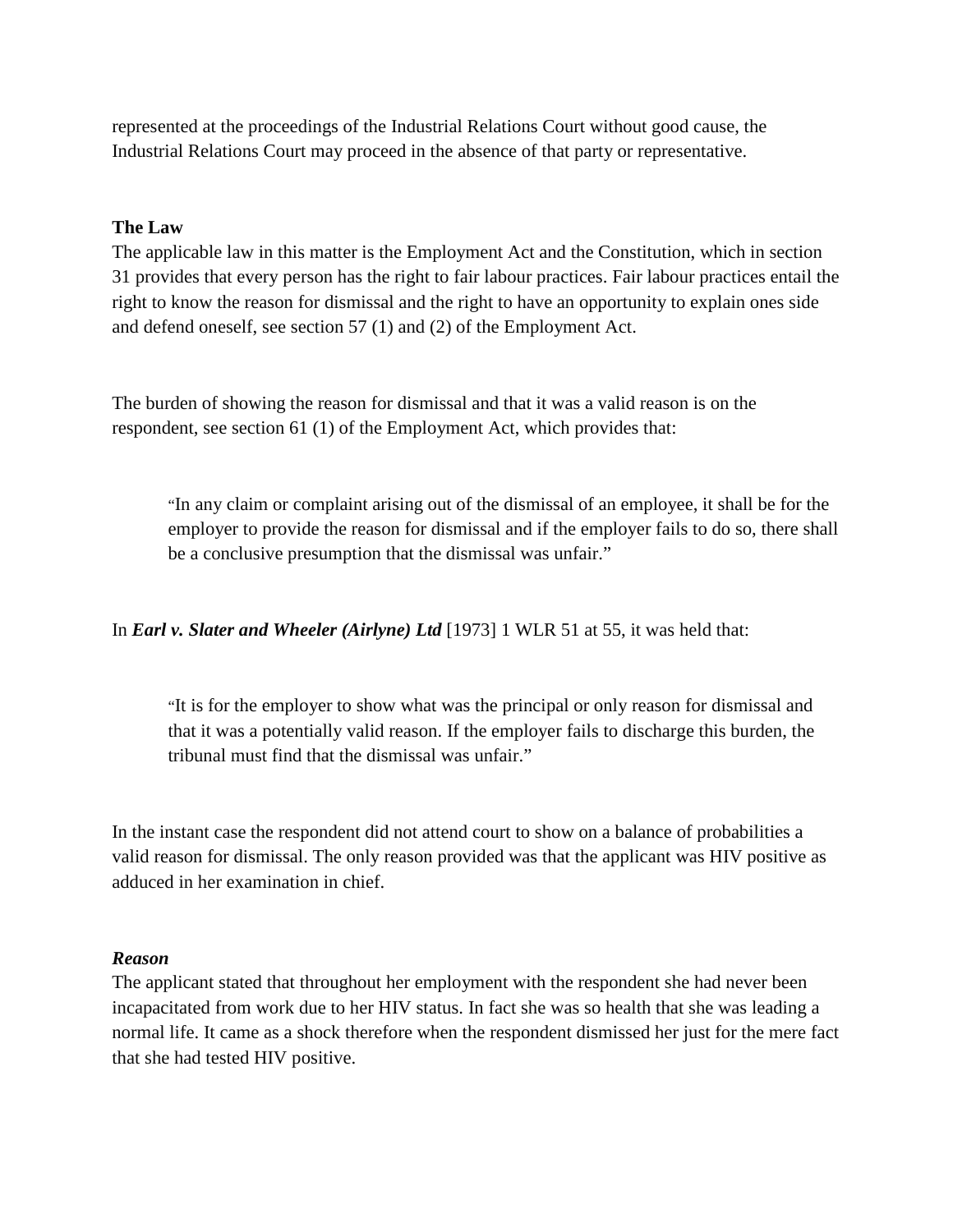represented at the proceedings of the Industrial Relations Court without good cause, the Industrial Relations Court may proceed in the absence of that party or representative.

**The Law**

The applicable law in this matter is the Employment Act and the Constitution, which in section 31 provides that every person has the right to fair labour practices. Fair labour practices entail the right to know the reason for dismissal and the right to have an opportunity to explain ones side and defend oneself, see section 57 (1) and (2) of the Employment Act.

The burden of showing the reason for dismissal and that it was a valid reason is on the respondent, see section 61 (1) of the Employment Act, which provides that:

> "In any claim or complaint arising out of the dismissal of an employee, it shall be for the employer to provide the reason for dismissal and if the employer fails to do so, there shall be a conclusive presumption that the dismissal was unfair."

In ***Earl v. Slater and Wheeler (Airlyne) Ltd*** [1973] 1 WLR 51 at 55, it was held that:

> "It is for the employer to show what was the principal or only reason for dismissal and that it was a potentially valid reason. If the employer fails to discharge this burden, the tribunal must find that the dismissal was unfair."

In the instant case the respondent did not attend court to show on a balance of probabilities a valid reason for dismissal. The only reason provided was that the applicant was HIV positive as adduced in her examination in chief.

***Reason***

The applicant stated that throughout her employment with the respondent she had never been incapacitated from work due to her HIV status. In fact she was so health that she was leading a normal life. It came as a shock therefore when the respondent dismissed her just for the mere fact that she had tested HIV positive.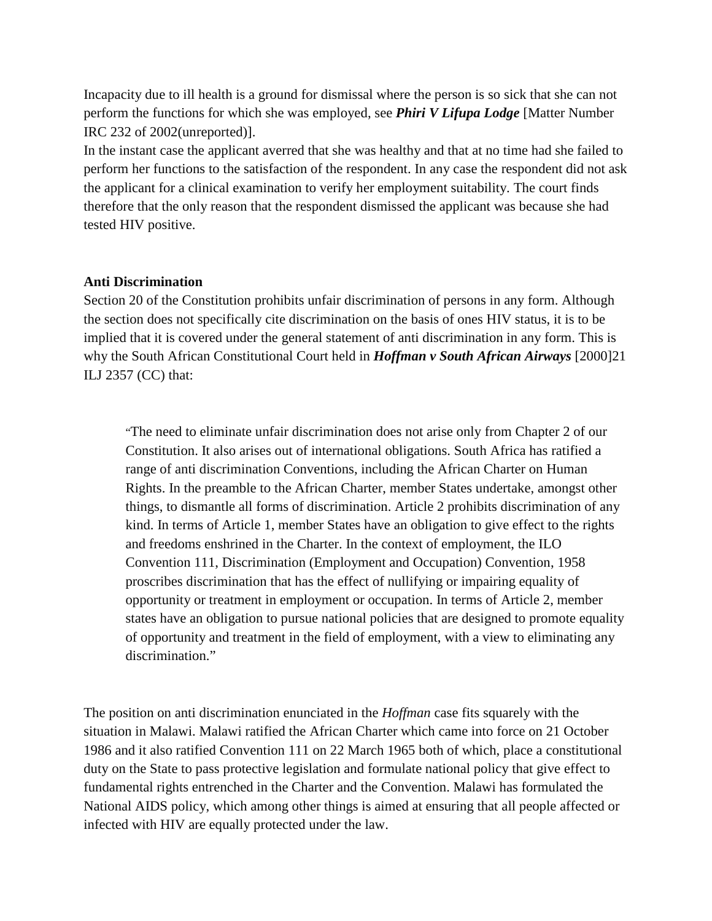Incapacity due to ill health is a ground for dismissal where the person is so sick that she can not perform the functions for which she was employed, see ***Phiri V Lifupa Lodge*** [Matter Number IRC 232 of 2002(unreported)].

In the instant case the applicant averred that she was healthy and that at no time had she failed to perform her functions to the satisfaction of the respondent. In any case the respondent did not ask the applicant for a clinical examination to verify her employment suitability. The court finds therefore that the only reason that the respondent dismissed the applicant was because she had tested HIV positive.

**Anti Discrimination**

Section 20 of the Constitution prohibits unfair discrimination of persons in any form. Although the section does not specifically cite discrimination on the basis of ones HIV status, it is to be implied that it is covered under the general statement of anti discrimination in any form. This is why the South African Constitutional Court held in ***Hoffman v South African Airways*** [2000]21 ILJ 2357 (CC) that:

> "The need to eliminate unfair discrimination does not arise only from Chapter 2 of our Constitution. It also arises out of international obligations. South Africa has ratified a range of anti discrimination Conventions, including the African Charter on Human Rights. In the preamble to the African Charter, member States undertake, amongst other things, to dismantle all forms of discrimination. Article 2 prohibits discrimination of any kind. In terms of Article 1, member States have an obligation to give effect to the rights and freedoms enshrined in the Charter. In the context of employment, the ILO Convention 111, Discrimination (Employment and Occupation) Convention, 1958 proscribes discrimination that has the effect of nullifying or impairing equality of opportunity or treatment in employment or occupation. In terms of Article 2, member states have an obligation to pursue national policies that are designed to promote equality of opportunity and treatment in the field of employment, with a view to eliminating any discrimination."

The position on anti discrimination enunciated in the *Hoffman* case fits squarely with the situation in Malawi. Malawi ratified the African Charter which came into force on 21 October 1986 and it also ratified Convention 111 on 22 March 1965 both of which, place a constitutional duty on the State to pass protective legislation and formulate national policy that give effect to fundamental rights entrenched in the Charter and the Convention. Malawi has formulated the National AIDS policy, which among other things is aimed at ensuring that all people affected or infected with HIV are equally protected under the law.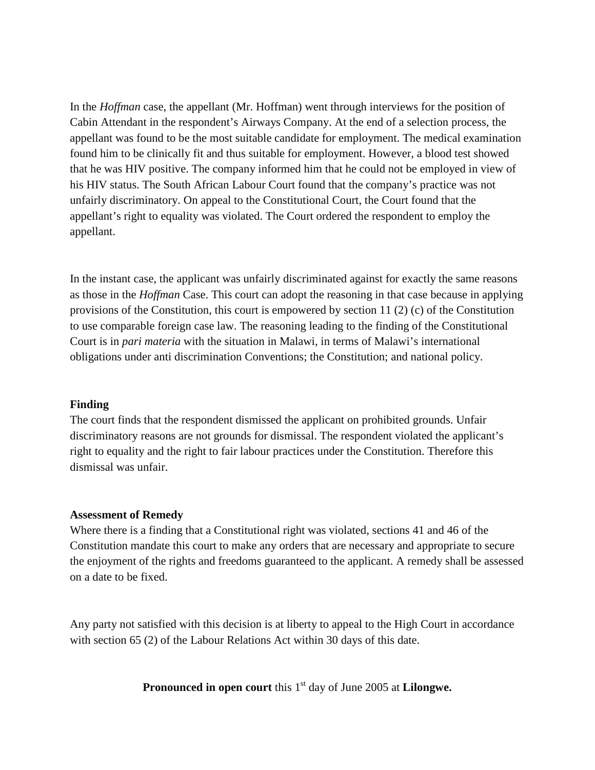In the *Hoffman* case, the appellant (Mr. Hoffman) went through interviews for the position of Cabin Attendant in the respondent's Airways Company. At the end of a selection process, the appellant was found to be the most suitable candidate for employment. The medical examination found him to be clinically fit and thus suitable for employment. However, a blood test showed that he was HIV positive. The company informed him that he could not be employed in view of his HIV status. The South African Labour Court found that the company's practice was not unfairly discriminatory. On appeal to the Constitutional Court, the Court found that the appellant's right to equality was violated. The Court ordered the respondent to employ the appellant.

In the instant case, the applicant was unfairly discriminated against for exactly the same reasons as those in the *Hoffman* Case. This court can adopt the reasoning in that case because in applying provisions of the Constitution, this court is empowered by section 11 (2) (c) of the Constitution to use comparable foreign case law. The reasoning leading to the finding of the Constitutional Court is in *pari materia* with the situation in Malawi, in terms of Malawi's international obligations under anti discrimination Conventions; the Constitution; and national policy.

**Finding**

The court finds that the respondent dismissed the applicant on prohibited grounds. Unfair discriminatory reasons are not grounds for dismissal. The respondent violated the applicant's right to equality and the right to fair labour practices under the Constitution. Therefore this dismissal was unfair.

**Assessment of Remedy**

Where there is a finding that a Constitutional right was violated, sections 41 and 46 of the Constitution mandate this court to make any orders that are necessary and appropriate to secure the enjoyment of the rights and freedoms guaranteed to the applicant. A remedy shall be assessed on a date to be fixed.

Any party not satisfied with this decision is at liberty to appeal to the High Court in accordance with section 65 (2) of the Labour Relations Act within 30 days of this date.

**Pronounced in open court** this 1st day of June 2005 at **Lilongwe.**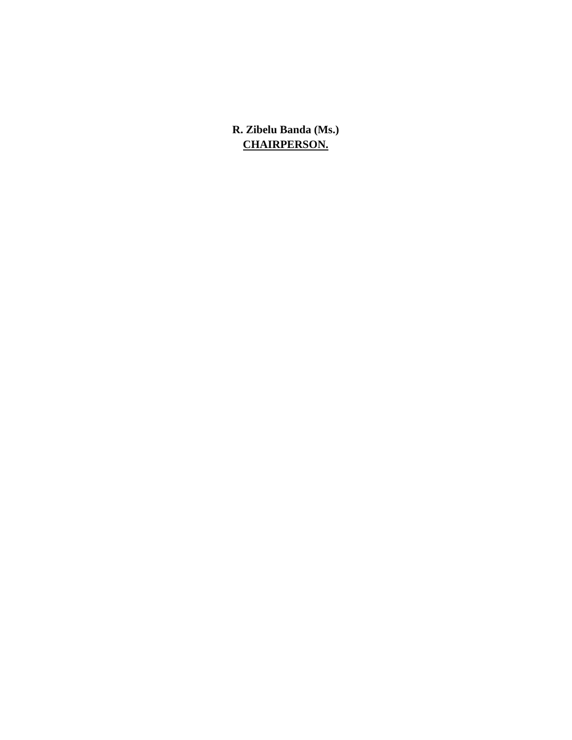**R. Zibelu Banda (Ms.)**
**<u>CHAIRPERSON.</u>**